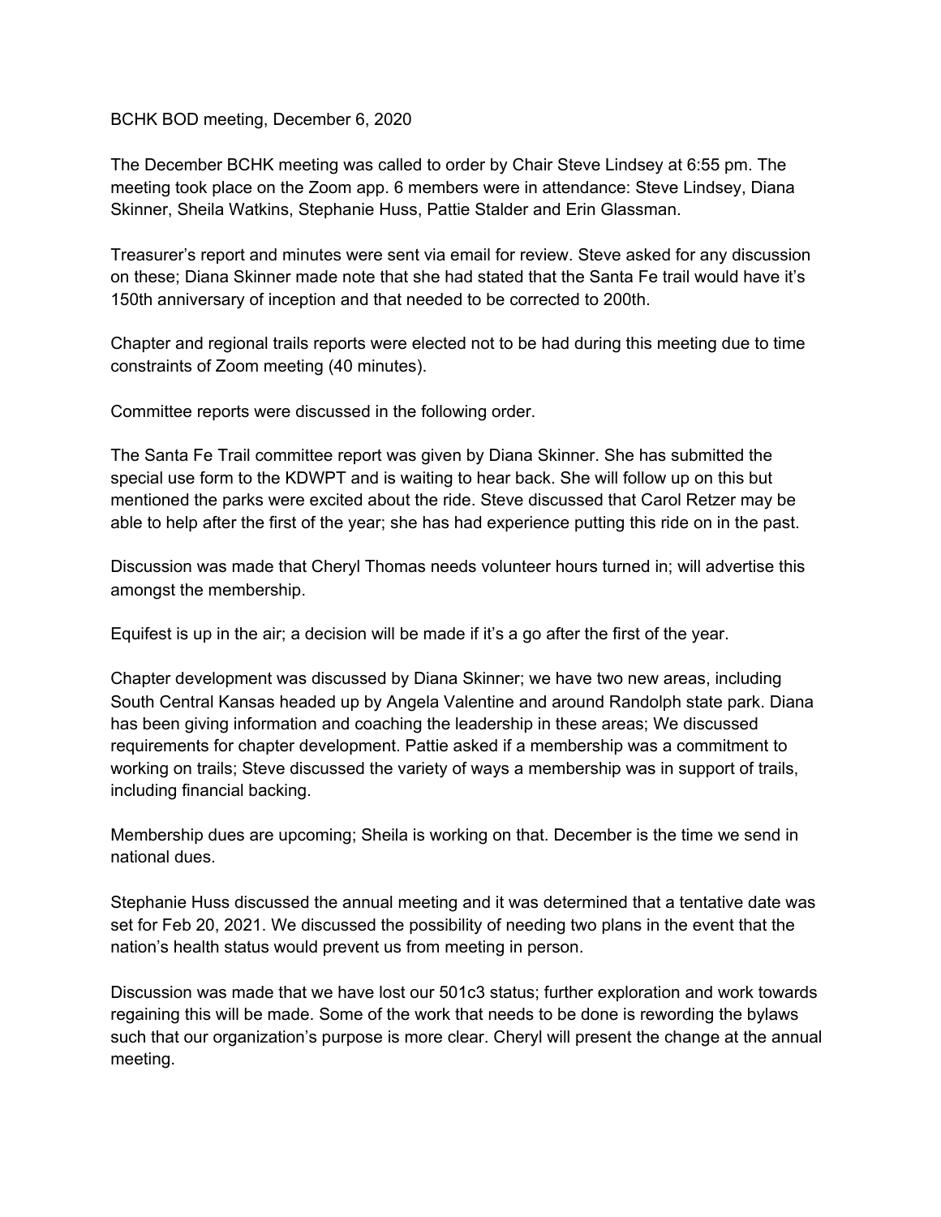BCHK BOD meeting, December 6, 2020

The December BCHK meeting was called to order by Chair Steve Lindsey at 6:55 pm. The meeting took place on the Zoom app. 6 members were in attendance: Steve Lindsey, Diana Skinner, Sheila Watkins, Stephanie Huss, Pattie Stalder and Erin Glassman.

Treasurer's report and minutes were sent via email for review. Steve asked for any discussion on these; Diana Skinner made note that she had stated that the Santa Fe trail would have it's 150th anniversary of inception and that needed to be corrected to 200th.

Chapter and regional trails reports were elected not to be had during this meeting due to time constraints of Zoom meeting (40 minutes).

Committee reports were discussed in the following order.

The Santa Fe Trail committee report was given by Diana Skinner. She has submitted the special use form to the KDWPT and is waiting to hear back. She will follow up on this but mentioned the parks were excited about the ride. Steve discussed that Carol Retzer may be able to help after the first of the year; she has had experience putting this ride on in the past.

Discussion was made that Cheryl Thomas needs volunteer hours turned in; will advertise this amongst the membership.

Equifest is up in the air; a decision will be made if it's a go after the first of the year.

Chapter development was discussed by Diana Skinner; we have two new areas, including South Central Kansas headed up by Angela Valentine and around Randolph state park. Diana has been giving information and coaching the leadership in these areas; We discussed requirements for chapter development. Pattie asked if a membership was a commitment to working on trails; Steve discussed the variety of ways a membership was in support of trails, including financial backing.

Membership dues are upcoming; Sheila is working on that. December is the time we send in national dues.

Stephanie Huss discussed the annual meeting and it was determined that a tentative date was set for Feb 20, 2021. We discussed the possibility of needing two plans in the event that the nation's health status would prevent us from meeting in person.

Discussion was made that we have lost our 501c3 status; further exploration and work towards regaining this will be made. Some of the work that needs to be done is rewording the bylaws such that our organization's purpose is more clear. Cheryl will present the change at the annual meeting.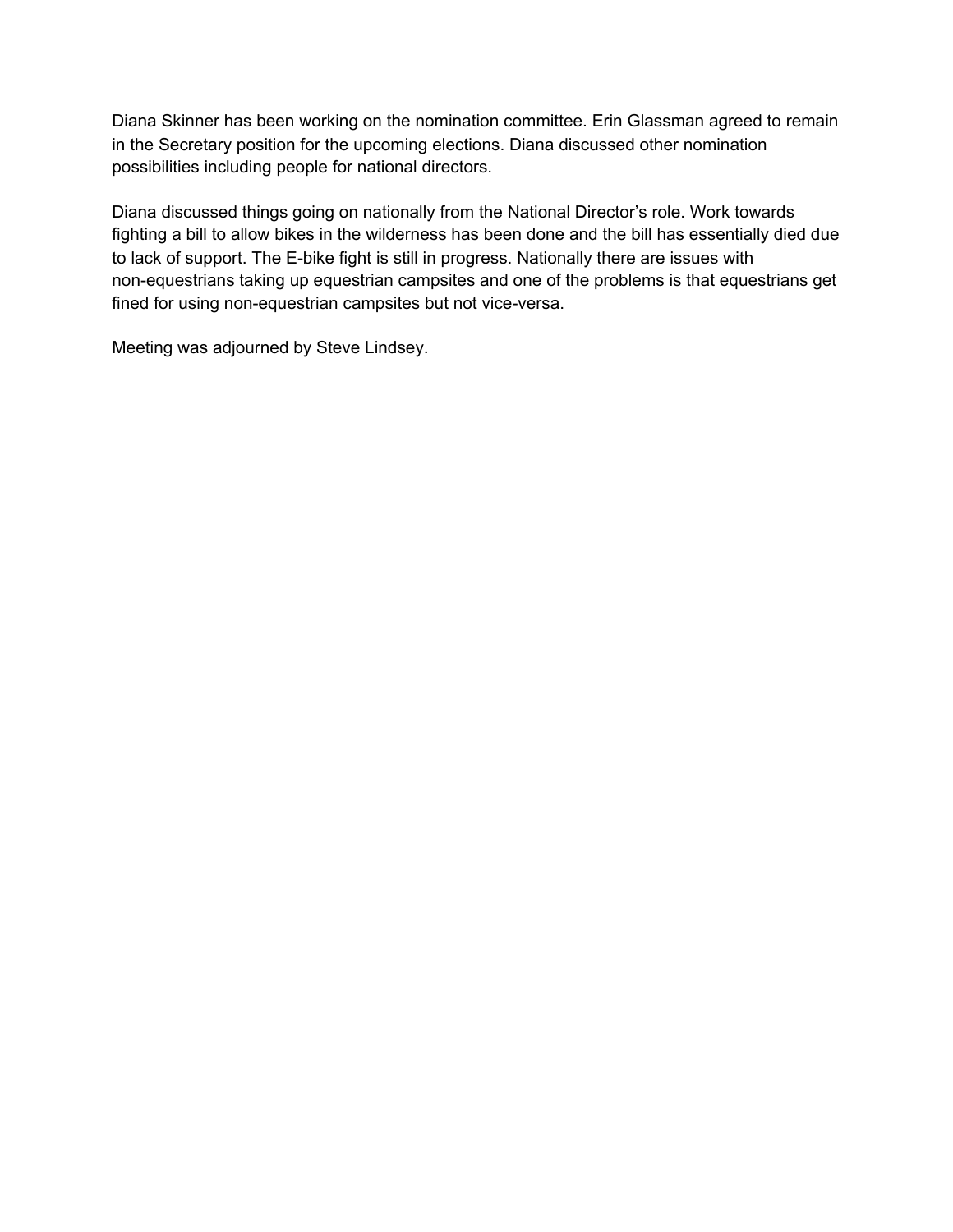Diana Skinner has been working on the nomination committee. Erin Glassman agreed to remain in the Secretary position for the upcoming elections. Diana discussed other nomination possibilities including people for national directors.

Diana discussed things going on nationally from the National Director's role. Work towards fighting a bill to allow bikes in the wilderness has been done and the bill has essentially died due to lack of support. The E-bike fight is still in progress. Nationally there are issues with non-equestrians taking up equestrian campsites and one of the problems is that equestrians get fined for using non-equestrian campsites but not vice-versa.

Meeting was adjourned by Steve Lindsey.